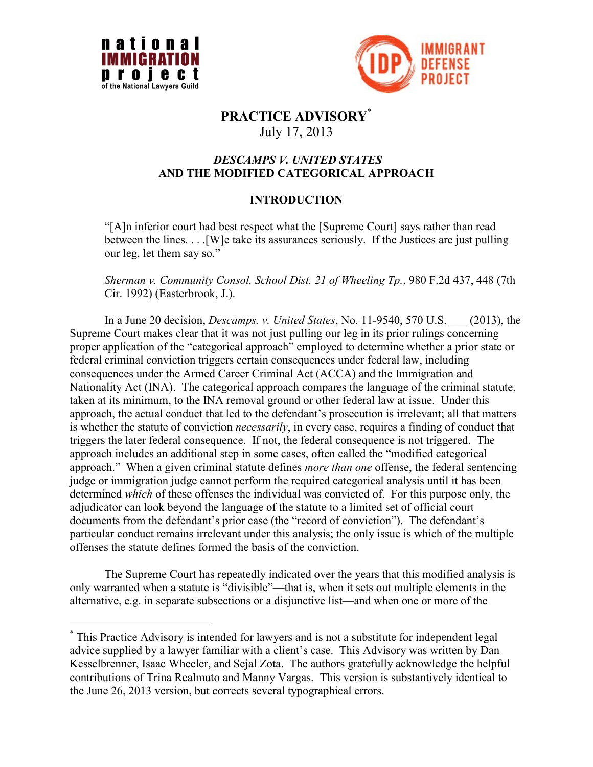# PRACTICE ADVISORY[*]

July 17, 2013

## *DESCAMPS V. UNITED STATES* AND THE MODIFIED CATEGORICAL APPROACH

### INTRODUCTION

> "[A]n inferior court had best respect what the [Supreme Court] says rather than read between the lines. . . .[W]e take its assurances seriously. If the Justices are just pulling our leg, let them say so."
>
> *Sherman v. Community Consol. School Dist. 21 of Wheeling Tp.*, 980 F.2d 437, 448 (7th Cir. 1992) (Easterbrook, J.).

In a June 20 decision, *Descamps. v. United States*, No. 11-9540, 570 U.S. ___ (2013), the Supreme Court makes clear that it was not just pulling our leg in its prior rulings concerning proper application of the "categorical approach" employed to determine whether a prior state or federal criminal conviction triggers certain consequences under federal law, including consequences under the Armed Career Criminal Act (ACCA) and the Immigration and Nationality Act (INA). The categorical approach compares the language of the criminal statute, taken at its minimum, to the INA removal ground or other federal law at issue. Under this approach, the actual conduct that led to the defendant's prosecution is irrelevant; all that matters is whether the statute of conviction *necessarily*, in every case, requires a finding of conduct that triggers the later federal consequence. If not, the federal consequence is not triggered. The approach includes an additional step in some cases, often called the "modified categorical approach." When a given criminal statute defines *more than one* offense, the federal sentencing judge or immigration judge cannot perform the required categorical analysis until it has been determined *which* of these offenses the individual was convicted of. For this purpose only, the adjudicator can look beyond the language of the statute to a limited set of official court documents from the defendant's prior case (the "record of conviction"). The defendant's particular conduct remains irrelevant under this analysis; the only issue is which of the multiple offenses the statute defines formed the basis of the conviction.

The Supreme Court has repeatedly indicated over the years that this modified analysis is only warranted when a statute is "divisible"—that is, when it sets out multiple elements in the alternative, e.g. in separate subsections or a disjunctive list—and when one or more of the

---

[*] This Practice Advisory is intended for lawyers and is not a substitute for independent legal advice supplied by a lawyer familiar with a client's case. This Advisory was written by Dan Kesselbrenner, Isaac Wheeler, and Sejal Zota. The authors gratefully acknowledge the helpful contributions of Trina Realmuto and Manny Vargas. This version is substantively identical to the June 26, 2013 version, but corrects several typographical errors.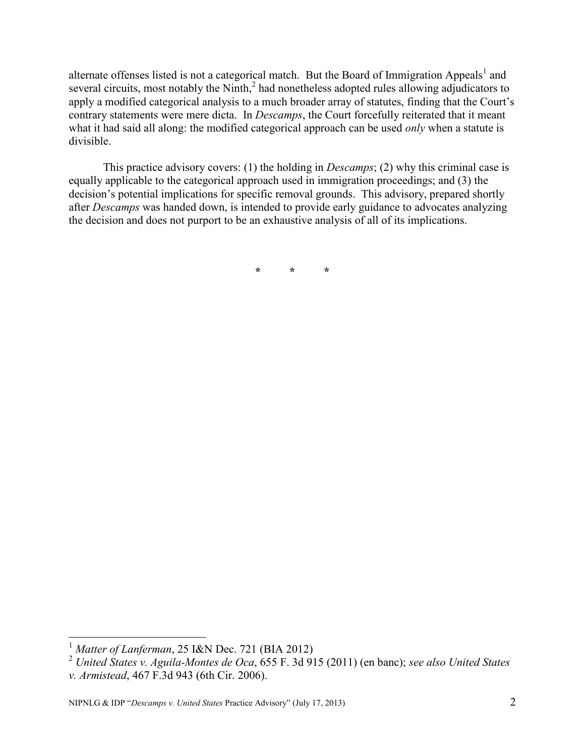alternate offenses listed is not a categorical match. But the Board of Immigration Appeals[1] and several circuits, most notably the Ninth,[2] had nonetheless adopted rules allowing adjudicators to apply a modified categorical analysis to a much broader array of statutes, finding that the Court's contrary statements were mere dicta. In *Descamps*, the Court forcefully reiterated that it meant what it had said all along: the modified categorical approach can be used *only* when a statute is divisible.

This practice advisory covers: (1) the holding in *Descamps*; (2) why this criminal case is equally applicable to the categorical approach used in immigration proceedings; and (3) the decision's potential implications for specific removal grounds. This advisory, prepared shortly after *Descamps* was handed down, is intended to provide early guidance to advocates analyzing the decision and does not purport to be an exhaustive analysis of all of its implications.

\* \* \*

---

[1] *Matter of Lanferman*, 25 I&N Dec. 721 (BIA 2012)

[2] *United States v. Aguila-Montes de Oca*, 655 F. 3d 915 (2011) (en banc); *see also United States v. Armistead*, 467 F.3d 943 (6th Cir. 2006).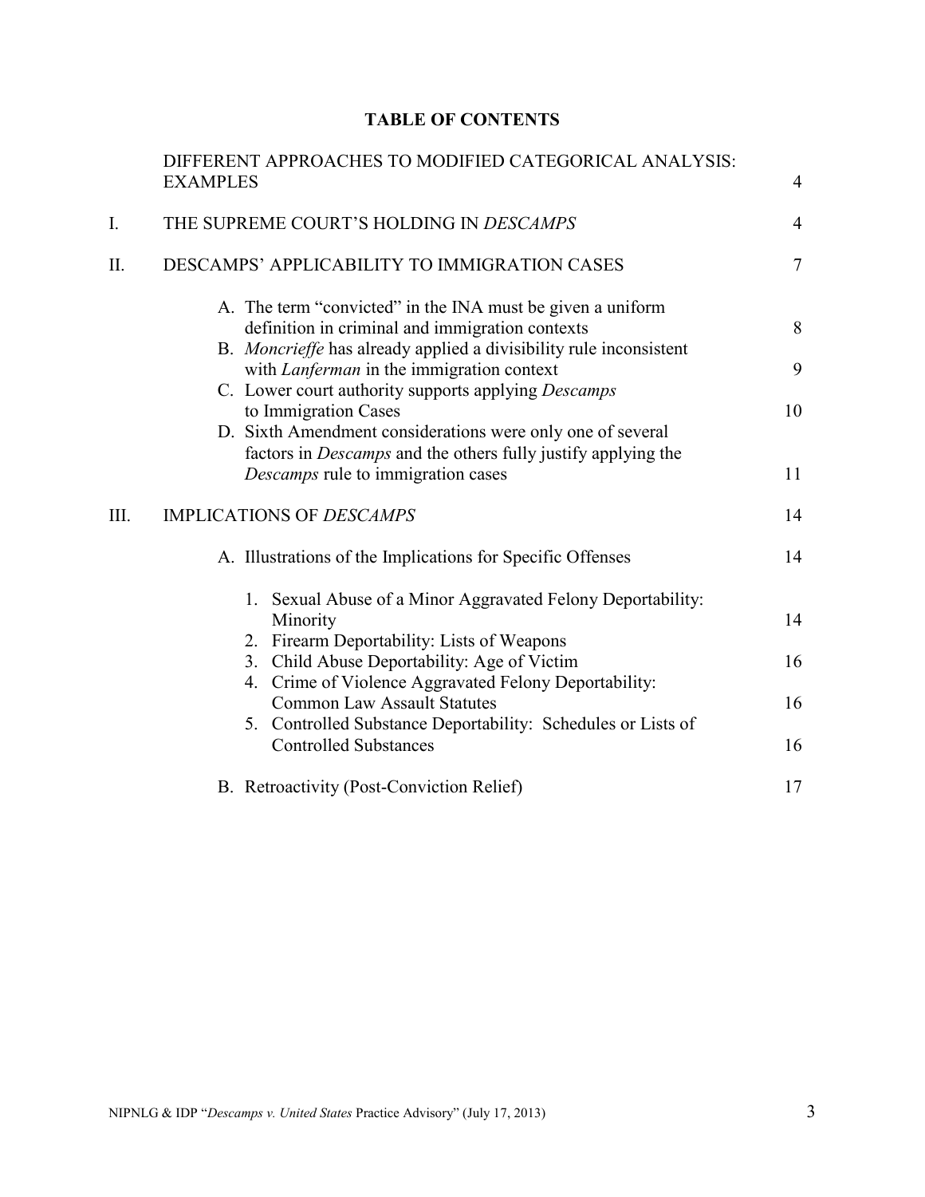## TABLE OF CONTENTS

| | | |
|---|---|---|
| | DIFFERENT APPROACHES TO MODIFIED CATEGORICAL ANALYSIS: EXAMPLES | 4 |
| I. | THE SUPREME COURT'S HOLDING IN *DESCAMPS* | 4 |
| II. | DESCAMPS' APPLICABILITY TO IMMIGRATION CASES | 7 |
| | A. The term "convicted" in the INA must be given a uniform definition in criminal and immigration contexts | 8 |
| | B. *Moncrieffe* has already applied a divisibility rule inconsistent with *Lanferman* in the immigration context | 9 |
| | C. Lower court authority supports applying *Descamps* to Immigration Cases | 10 |
| | D. Sixth Amendment considerations were only one of several factors in *Descamps* and the others fully justify applying the *Descamps* rule to immigration cases | 11 |
| III. | IMPLICATIONS OF *DESCAMPS* | 14 |
| | A. Illustrations of the Implications for Specific Offenses | 14 |
| | 1. Sexual Abuse of a Minor Aggravated Felony Deportability: Minority | 14 |
| | 2. Firearm Deportability: Lists of Weapons | |
| | 3. Child Abuse Deportability: Age of Victim | 16 |
| | 4. Crime of Violence Aggravated Felony Deportability: Common Law Assault Statutes | 16 |
| | 5. Controlled Substance Deportability: Schedules or Lists of Controlled Substances | 16 |
| | B. Retroactivity (Post-Conviction Relief) | 17 |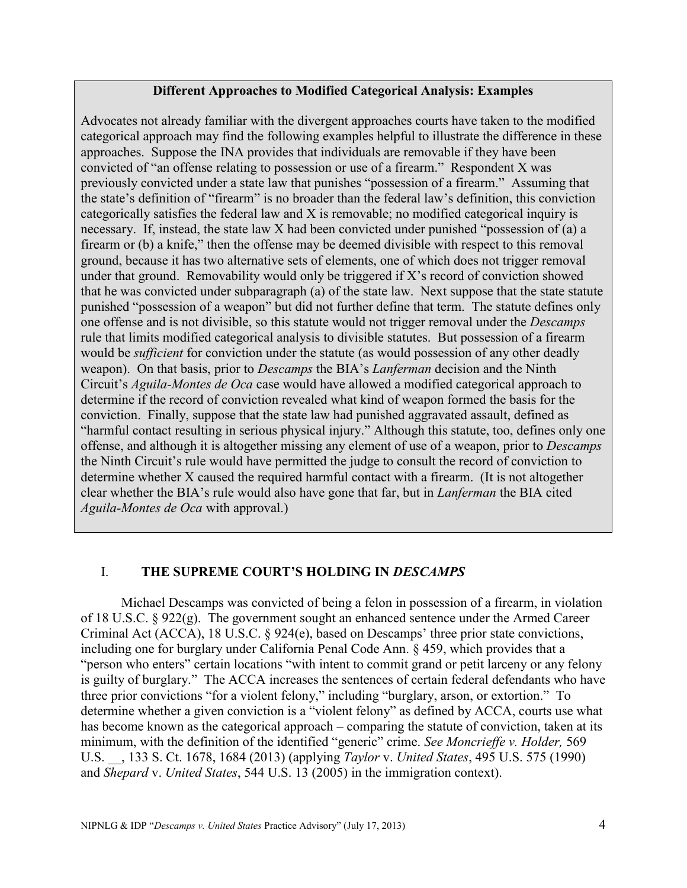**Different Approaches to Modified Categorical Analysis: Examples**

Advocates not already familiar with the divergent approaches courts have taken to the modified categorical approach may find the following examples helpful to illustrate the difference in these approaches. Suppose the INA provides that individuals are removable if they have been convicted of "an offense relating to possession or use of a firearm." Respondent X was previously convicted under a state law that punishes "possession of a firearm." Assuming that the state's definition of "firearm" is no broader than the federal law's definition, this conviction categorically satisfies the federal law and X is removable; no modified categorical inquiry is necessary. If, instead, the state law X had been convicted under punished "possession of (a) a firearm or (b) a knife," then the offense may be deemed divisible with respect to this removal ground, because it has two alternative sets of elements, one of which does not trigger removal under that ground. Removability would only be triggered if X's record of conviction showed that he was convicted under subparagraph (a) of the state law. Next suppose that the state statute punished "possession of a weapon" but did not further define that term. The statute defines only one offense and is not divisible, so this statute would not trigger removal under the *Descamps* rule that limits modified categorical analysis to divisible statutes. But possession of a firearm would be *sufficient* for conviction under the statute (as would possession of any other deadly weapon). On that basis, prior to *Descamps* the BIA's *Lanferman* decision and the Ninth Circuit's *Aguila-Montes de Oca* case would have allowed a modified categorical approach to determine if the record of conviction revealed what kind of weapon formed the basis for the conviction. Finally, suppose that the state law had punished aggravated assault, defined as "harmful contact resulting in serious physical injury." Although this statute, too, defines only one offense, and although it is altogether missing any element of use of a weapon, prior to *Descamps* the Ninth Circuit's rule would have permitted the judge to consult the record of conviction to determine whether X caused the required harmful contact with a firearm. (It is not altogether clear whether the BIA's rule would also have gone that far, but in *Lanferman* the BIA cited *Aguila-Montes de Oca* with approval.)

## I. THE SUPREME COURT'S HOLDING IN *DESCAMPS*

Michael Descamps was convicted of being a felon in possession of a firearm, in violation of 18 U.S.C. § 922(g). The government sought an enhanced sentence under the Armed Career Criminal Act (ACCA), 18 U.S.C. § 924(e), based on Descamps' three prior state convictions, including one for burglary under California Penal Code Ann. § 459, which provides that a "person who enters" certain locations "with intent to commit grand or petit larceny or any felony is guilty of burglary." The ACCA increases the sentences of certain federal defendants who have three prior convictions "for a violent felony," including "burglary, arson, or extortion." To determine whether a given conviction is a "violent felony" as defined by ACCA, courts use what has become known as the categorical approach – comparing the statute of conviction, taken at its minimum, with the definition of the identified "generic" crime. *See Moncrieffe v. Holder,* 569 U.S. __, 133 S. Ct. 1678, 1684 (2013) (applying *Taylor* v. *United States*, 495 U.S. 575 (1990) and *Shepard* v. *United States*, 544 U.S. 13 (2005) in the immigration context).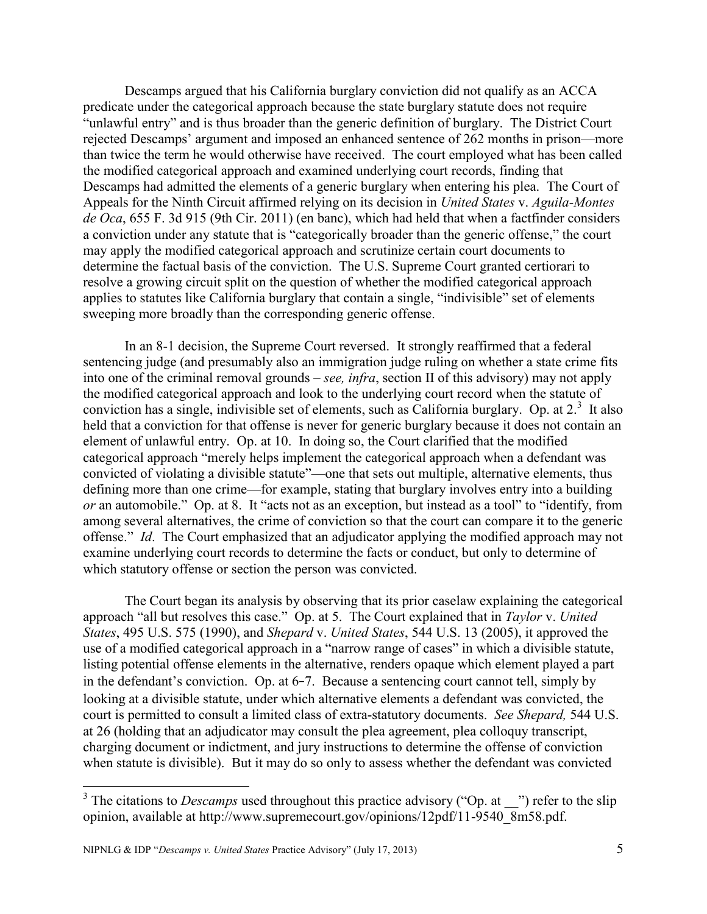Descamps argued that his California burglary conviction did not qualify as an ACCA predicate under the categorical approach because the state burglary statute does not require "unlawful entry" and is thus broader than the generic definition of burglary. The District Court rejected Descamps' argument and imposed an enhanced sentence of 262 months in prison—more than twice the term he would otherwise have received. The court employed what has been called the modified categorical approach and examined underlying court records, finding that Descamps had admitted the elements of a generic burglary when entering his plea. The Court of Appeals for the Ninth Circuit affirmed relying on its decision in *United States* v. *Aguila-Montes de Oca*, 655 F. 3d 915 (9th Cir. 2011) (en banc), which had held that when a factfinder considers a conviction under any statute that is "categorically broader than the generic offense," the court may apply the modified categorical approach and scrutinize certain court documents to determine the factual basis of the conviction. The U.S. Supreme Court granted certiorari to resolve a growing circuit split on the question of whether the modified categorical approach applies to statutes like California burglary that contain a single, "indivisible" set of elements sweeping more broadly than the corresponding generic offense.

In an 8-1 decision, the Supreme Court reversed. It strongly reaffirmed that a federal sentencing judge (and presumably also an immigration judge ruling on whether a state crime fits into one of the criminal removal grounds – *see, infra*, section II of this advisory) may not apply the modified categorical approach and look to the underlying court record when the statute of conviction has a single, indivisible set of elements, such as California burglary. Op. at 2.[3] It also held that a conviction for that offense is never for generic burglary because it does not contain an element of unlawful entry. Op. at 10. In doing so, the Court clarified that the modified categorical approach "merely helps implement the categorical approach when a defendant was convicted of violating a divisible statute"—one that sets out multiple, alternative elements, thus defining more than one crime—for example, stating that burglary involves entry into a building *or* an automobile." Op. at 8. It "acts not as an exception, but instead as a tool" to "identify, from among several alternatives, the crime of conviction so that the court can compare it to the generic offense." *Id*. The Court emphasized that an adjudicator applying the modified approach may not examine underlying court records to determine the facts or conduct, but only to determine of which statutory offense or section the person was convicted.

The Court began its analysis by observing that its prior caselaw explaining the categorical approach "all but resolves this case." Op. at 5. The Court explained that in *Taylor* v. *United States*, 495 U.S. 575 (1990), and *Shepard* v. *United States*, 544 U.S. 13 (2005), it approved the use of a modified categorical approach in a "narrow range of cases" in which a divisible statute, listing potential offense elements in the alternative, renders opaque which element played a part in the defendant's conviction. Op. at 6-7. Because a sentencing court cannot tell, simply by looking at a divisible statute, under which alternative elements a defendant was convicted, the court is permitted to consult a limited class of extra-statutory documents. *See Shepard,* 544 U.S. at 26 (holding that an adjudicator may consult the plea agreement, plea colloquy transcript, charging document or indictment, and jury instructions to determine the offense of conviction when statute is divisible). But it may do so only to assess whether the defendant was convicted

---

[3] The citations to *Descamps* used throughout this practice advisory ("Op. at __") refer to the slip opinion, available at http://www.supremecourt.gov/opinions/12pdf/11-9540_8m58.pdf.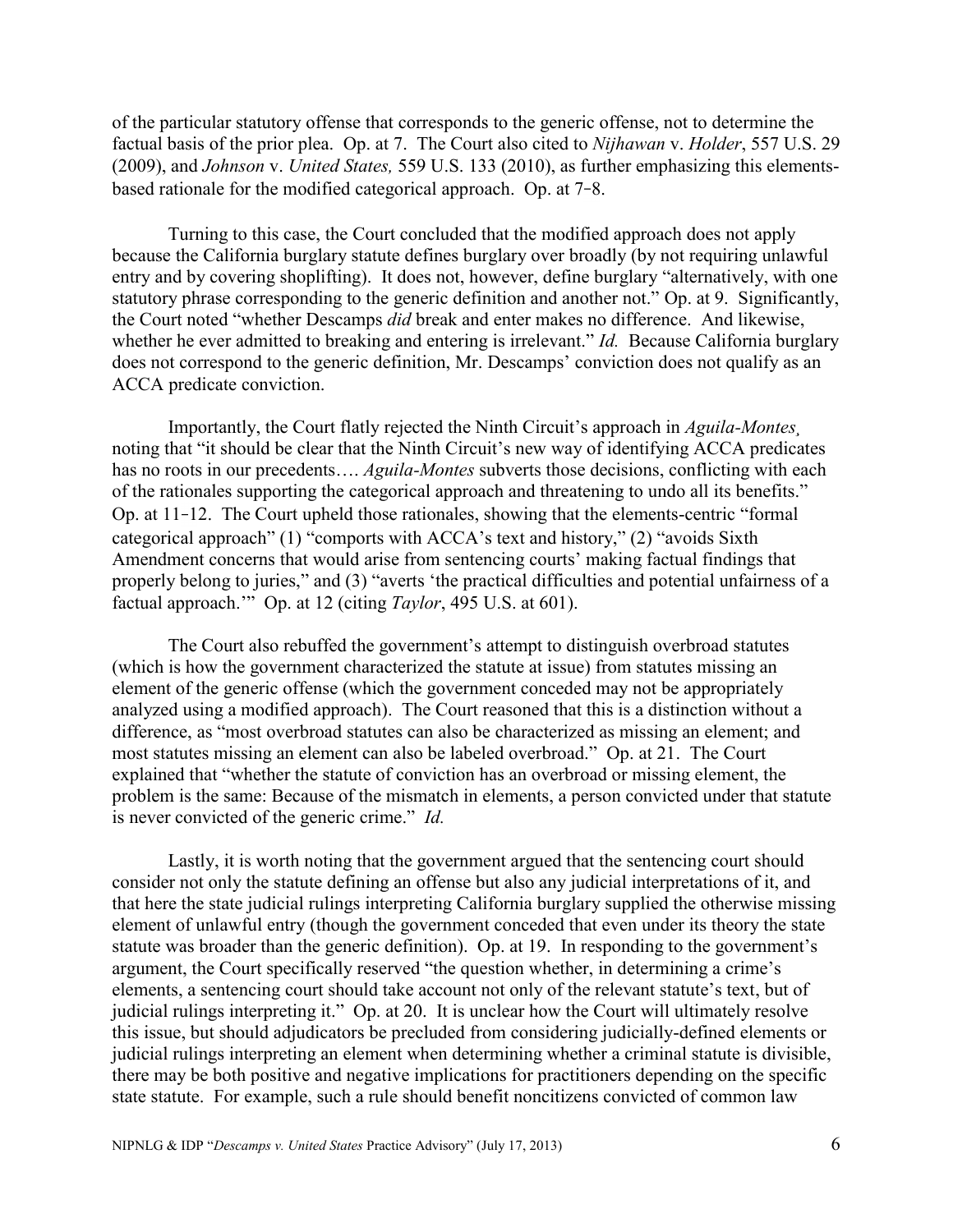of the particular statutory offense that corresponds to the generic offense, not to determine the factual basis of the prior plea. Op. at 7. The Court also cited to *Nijhawan* v. *Holder*, 557 U.S. 29 (2009), and *Johnson* v. *United States,* 559 U.S. 133 (2010), as further emphasizing this elements-based rationale for the modified categorical approach. Op. at 7–8.

Turning to this case, the Court concluded that the modified approach does not apply because the California burglary statute defines burglary over broadly (by not requiring unlawful entry and by covering shoplifting). It does not, however, define burglary "alternatively, with one statutory phrase corresponding to the generic definition and another not." Op. at 9. Significantly, the Court noted "whether Descamps *did* break and enter makes no difference. And likewise, whether he ever admitted to breaking and entering is irrelevant." *Id.* Because California burglary does not correspond to the generic definition, Mr. Descamps' conviction does not qualify as an ACCA predicate conviction.

Importantly, the Court flatly rejected the Ninth Circuit's approach in *Aguila-Montes,* noting that "it should be clear that the Ninth Circuit's new way of identifying ACCA predicates has no roots in our precedents…. *Aguila-Montes* subverts those decisions, conflicting with each of the rationales supporting the categorical approach and threatening to undo all its benefits." Op. at 11–12. The Court upheld those rationales, showing that the elements-centric "formal categorical approach" (1) "comports with ACCA's text and history," (2) "avoids Sixth Amendment concerns that would arise from sentencing courts' making factual findings that properly belong to juries," and (3) "averts 'the practical difficulties and potential unfairness of a factual approach.'" Op. at 12 (citing *Taylor*, 495 U.S. at 601).

The Court also rebuffed the government's attempt to distinguish overbroad statutes (which is how the government characterized the statute at issue) from statutes missing an element of the generic offense (which the government conceded may not be appropriately analyzed using a modified approach). The Court reasoned that this is a distinction without a difference, as "most overbroad statutes can also be characterized as missing an element; and most statutes missing an element can also be labeled overbroad." Op. at 21. The Court explained that "whether the statute of conviction has an overbroad or missing element, the problem is the same: Because of the mismatch in elements, a person convicted under that statute is never convicted of the generic crime." *Id.*

Lastly, it is worth noting that the government argued that the sentencing court should consider not only the statute defining an offense but also any judicial interpretations of it, and that here the state judicial rulings interpreting California burglary supplied the otherwise missing element of unlawful entry (though the government conceded that even under its theory the state statute was broader than the generic definition). Op. at 19. In responding to the government's argument, the Court specifically reserved "the question whether, in determining a crime's elements, a sentencing court should take account not only of the relevant statute's text, but of judicial rulings interpreting it." Op. at 20. It is unclear how the Court will ultimately resolve this issue, but should adjudicators be precluded from considering judicially-defined elements or judicial rulings interpreting an element when determining whether a criminal statute is divisible, there may be both positive and negative implications for practitioners depending on the specific state statute. For example, such a rule should benefit noncitizens convicted of common law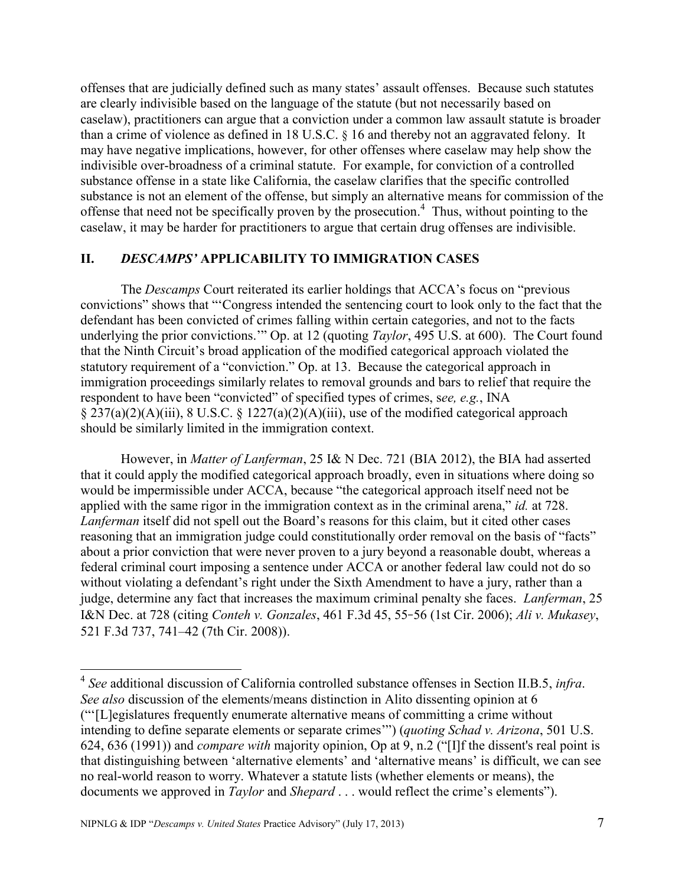offenses that are judicially defined such as many states' assault offenses. Because such statutes are clearly indivisible based on the language of the statute (but not necessarily based on caselaw), practitioners can argue that a conviction under a common law assault statute is broader than a crime of violence as defined in 18 U.S.C. § 16 and thereby not an aggravated felony. It may have negative implications, however, for other offenses where caselaw may help show the indivisible over-broadness of a criminal statute. For example, for conviction of a controlled substance offense in a state like California, the caselaw clarifies that the specific controlled substance is not an element of the offense, but simply an alternative means for commission of the offense that need not be specifically proven by the prosecution.[4] Thus, without pointing to the caselaw, it may be harder for practitioners to argue that certain drug offenses are indivisible.

## II. *DESCAMPS'* APPLICABILITY TO IMMIGRATION CASES

The *Descamps* Court reiterated its earlier holdings that ACCA's focus on "previous convictions" shows that "'Congress intended the sentencing court to look only to the fact that the defendant has been convicted of crimes falling within certain categories, and not to the facts underlying the prior convictions.'" Op. at 12 (quoting *Taylor*, 495 U.S. at 600). The Court found that the Ninth Circuit's broad application of the modified categorical approach violated the statutory requirement of a "conviction." Op. at 13. Because the categorical approach in immigration proceedings similarly relates to removal grounds and bars to relief that require the respondent to have been "convicted" of specified types of crimes, s*ee, e.g.*, INA § 237(a)(2)(A)(iii), 8 U.S.C. § 1227(a)(2)(A)(iii), use of the modified categorical approach should be similarly limited in the immigration context.

However, in *Matter of Lanferman*, 25 I& N Dec. 721 (BIA 2012), the BIA had asserted that it could apply the modified categorical approach broadly, even in situations where doing so would be impermissible under ACCA, because "the categorical approach itself need not be applied with the same rigor in the immigration context as in the criminal arena," *id.* at 728. *Lanferman* itself did not spell out the Board's reasons for this claim, but it cited other cases reasoning that an immigration judge could constitutionally order removal on the basis of "facts" about a prior conviction that were never proven to a jury beyond a reasonable doubt, whereas a federal criminal court imposing a sentence under ACCA or another federal law could not do so without violating a defendant's right under the Sixth Amendment to have a jury, rather than a judge, determine any fact that increases the maximum criminal penalty she faces. *Lanferman*, 25 I&N Dec. at 728 (citing *Conteh v. Gonzales*, 461 F.3d 45, 55‑56 (1st Cir. 2006); *Ali v. Mukasey*, 521 F.3d 737, 741–42 (7th Cir. 2008)).

---

[4] *See* additional discussion of California controlled substance offenses in Section II.B.5, *infra*. *See also* discussion of the elements/means distinction in Alito dissenting opinion at 6 ("'[L]egislatures frequently enumerate alternative means of committing a crime without intending to define separate elements or separate crimes'") (*quoting Schad v. Arizona*, 501 U.S. 624, 636 (1991)) and *compare with* majority opinion, Op at 9, n.2 ("[I]f the dissent's real point is that distinguishing between 'alternative elements' and 'alternative means' is difficult, we can see no real-world reason to worry. Whatever a statute lists (whether elements or means), the documents we approved in *Taylor* and *Shepard* . . . would reflect the crime's elements").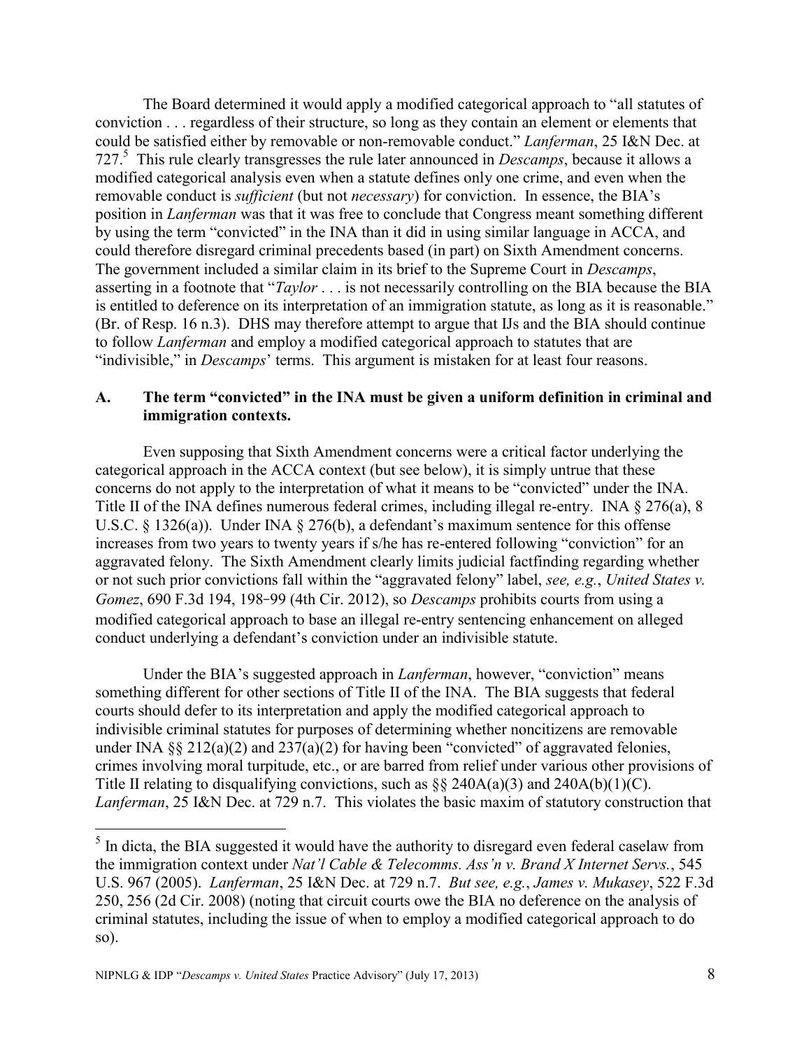The Board determined it would apply a modified categorical approach to "all statutes of conviction . . . regardless of their structure, so long as they contain an element or elements that could be satisfied either by removable or non-removable conduct." *Lanferman*, 25 I&N Dec. at 727.[5] This rule clearly transgresses the rule later announced in *Descamps*, because it allows a modified categorical analysis even when a statute defines only one crime, and even when the removable conduct is *sufficient* (but not *necessary*) for conviction. In essence, the BIA's position in *Lanferman* was that it was free to conclude that Congress meant something different by using the term "convicted" in the INA than it did in using similar language in ACCA, and could therefore disregard criminal precedents based (in part) on Sixth Amendment concerns. The government included a similar claim in its brief to the Supreme Court in *Descamps*, asserting in a footnote that "*Taylor* . . . is not necessarily controlling on the BIA because the BIA is entitled to deference on its interpretation of an immigration statute, as long as it is reasonable." (Br. of Resp. 16 n.3). DHS may therefore attempt to argue that IJs and the BIA should continue to follow *Lanferman* and employ a modified categorical approach to statutes that are "indivisible," in *Descamps*' terms. This argument is mistaken for at least four reasons.

## A. The term "convicted" in the INA must be given a uniform definition in criminal and immigration contexts.

Even supposing that Sixth Amendment concerns were a critical factor underlying the categorical approach in the ACCA context (but see below), it is simply untrue that these concerns do not apply to the interpretation of what it means to be "convicted" under the INA. Title II of the INA defines numerous federal crimes, including illegal re-entry. INA § 276(a), 8 U.S.C. § 1326(a)). Under INA § 276(b), a defendant's maximum sentence for this offense increases from two years to twenty years if s/he has re-entered following "conviction" for an aggravated felony. The Sixth Amendment clearly limits judicial factfinding regarding whether or not such prior convictions fall within the "aggravated felony" label, *see, e.g.*, *United States v. Gomez*, 690 F.3d 194, 198–99 (4th Cir. 2012), so *Descamps* prohibits courts from using a modified categorical approach to base an illegal re-entry sentencing enhancement on alleged conduct underlying a defendant's conviction under an indivisible statute.

Under the BIA's suggested approach in *Lanferman*, however, "conviction" means something different for other sections of Title II of the INA. The BIA suggests that federal courts should defer to its interpretation and apply the modified categorical approach to indivisible criminal statutes for purposes of determining whether noncitizens are removable under INA §§ 212(a)(2) and 237(a)(2) for having been "convicted" of aggravated felonies, crimes involving moral turpitude, etc., or are barred from relief under various other provisions of Title II relating to disqualifying convictions, such as §§ 240A(a)(3) and 240A(b)(1)(C). *Lanferman*, 25 I&N Dec. at 729 n.7. This violates the basic maxim of statutory construction that

---

[5] In dicta, the BIA suggested it would have the authority to disregard even federal caselaw from the immigration context under *Nat'l Cable & Telecomms. Ass'n v. Brand X Internet Servs.*, 545 U.S. 967 (2005). *Lanferman*, 25 I&N Dec. at 729 n.7. *But see, e.g.*, *James v. Mukasey*, 522 F.3d 250, 256 (2d Cir. 2008) (noting that circuit courts owe the BIA no deference on the analysis of criminal statutes, including the issue of when to employ a modified categorical approach to do so).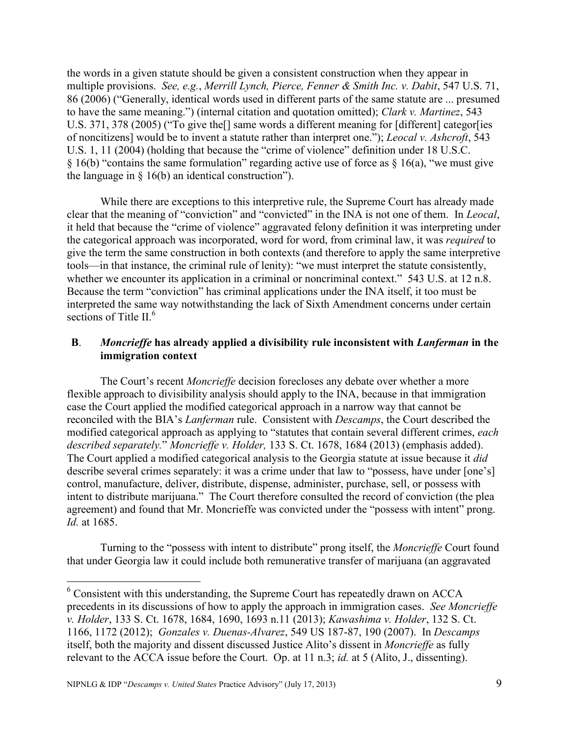the words in a given statute should be given a consistent construction when they appear in multiple provisions. *See, e.g.*, *Merrill Lynch, Pierce, Fenner & Smith Inc. v. Dabit*, 547 U.S. 71, 86 (2006) ("Generally, identical words used in different parts of the same statute are ... presumed to have the same meaning.") (internal citation and quotation omitted); *Clark v. Martinez*, 543 U.S. 371, 378 (2005) ("To give the[] same words a different meaning for [different] categor[ies of noncitizens] would be to invent a statute rather than interpret one."); *Leocal v. Ashcroft*, 543 U.S. 1, 11 (2004) (holding that because the "crime of violence" definition under 18 U.S.C. § 16(b) "contains the same formulation" regarding active use of force as § 16(a), "we must give the language in § 16(b) an identical construction").

While there are exceptions to this interpretive rule, the Supreme Court has already made clear that the meaning of "conviction" and "convicted" in the INA is not one of them. In *Leocal*, it held that because the "crime of violence" aggravated felony definition it was interpreting under the categorical approach was incorporated, word for word, from criminal law, it was *required* to give the term the same construction in both contexts (and therefore to apply the same interpretive tools—in that instance, the criminal rule of lenity): "we must interpret the statute consistently, whether we encounter its application in a criminal or noncriminal context." 543 U.S. at 12 n.8. Because the term "conviction" has criminal applications under the INA itself, it too must be interpreted the same way notwithstanding the lack of Sixth Amendment concerns under certain sections of Title II.[6]

### B. *Moncrieffe* has already applied a divisibility rule inconsistent with *Lanferman* in the immigration context

The Court's recent *Moncrieffe* decision forecloses any debate over whether a more flexible approach to divisibility analysis should apply to the INA, because in that immigration case the Court applied the modified categorical approach in a narrow way that cannot be reconciled with the BIA's *Lanferman* rule. Consistent with *Descamps*, the Court described the modified categorical approach as applying to "statutes that contain several different crimes, *each described separately.*" *Moncrieffe v. Holder,* 133 S. Ct. 1678, 1684 (2013) (emphasis added). The Court applied a modified categorical analysis to the Georgia statute at issue because it *did* describe several crimes separately: it was a crime under that law to "possess, have under [one's] control, manufacture, deliver, distribute, dispense, administer, purchase, sell, or possess with intent to distribute marijuana." The Court therefore consulted the record of conviction (the plea agreement) and found that Mr. Moncrieffe was convicted under the "possess with intent" prong. *Id.* at 1685.

Turning to the "possess with intent to distribute" prong itself, the *Moncrieffe* Court found that under Georgia law it could include both remunerative transfer of marijuana (an aggravated

---

[6] Consistent with this understanding, the Supreme Court has repeatedly drawn on ACCA precedents in its discussions of how to apply the approach in immigration cases. *See Moncrieffe v. Holder*, 133 S. Ct. 1678, 1684, 1690, 1693 n.11 (2013); *Kawashima v. Holder*, 132 S. Ct. 1166, 1172 (2012); *Gonzales v. Duenas-Alvarez*, 549 US 187-87, 190 (2007). In *Descamps* itself, both the majority and dissent discussed Justice Alito's dissent in *Moncrieffe* as fully relevant to the ACCA issue before the Court. Op. at 11 n.3; *id.* at 5 (Alito, J., dissenting).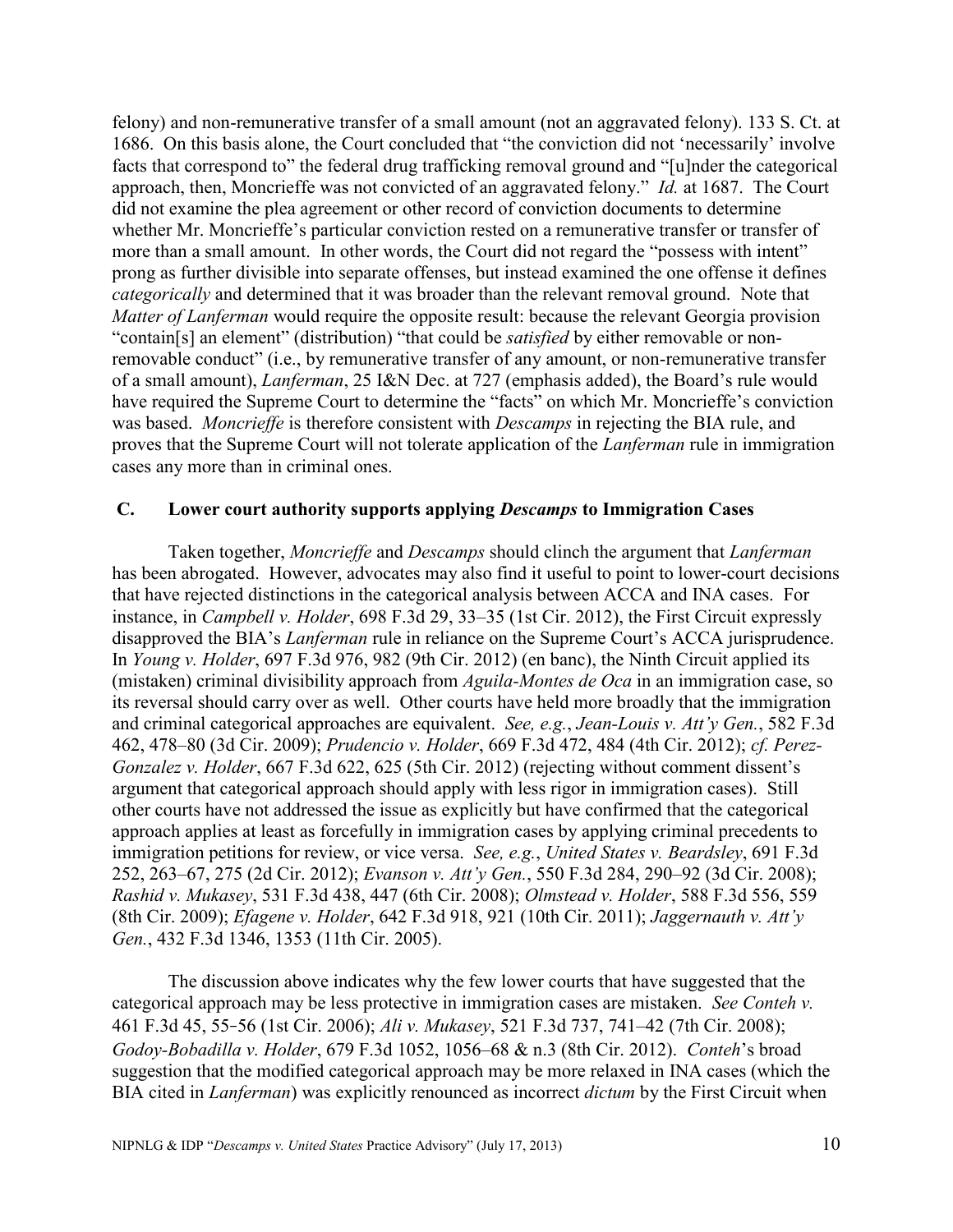felony) and non-remunerative transfer of a small amount (not an aggravated felony). 133 S. Ct. at 1686. On this basis alone, the Court concluded that "the conviction did not 'necessarily' involve facts that correspond to" the federal drug trafficking removal ground and "[u]nder the categorical approach, then, Moncrieffe was not convicted of an aggravated felony." *Id.* at 1687. The Court did not examine the plea agreement or other record of conviction documents to determine whether Mr. Moncrieffe's particular conviction rested on a remunerative transfer or transfer of more than a small amount. In other words, the Court did not regard the "possess with intent" prong as further divisible into separate offenses, but instead examined the one offense it defines *categorically* and determined that it was broader than the relevant removal ground. Note that *Matter of Lanferman* would require the opposite result: because the relevant Georgia provision "contain[s] an element" (distribution) "that could be *satisfied* by either removable or non-removable conduct" (i.e., by remunerative transfer of any amount, or non-remunerative transfer of a small amount), *Lanferman*, 25 I&N Dec. at 727 (emphasis added), the Board's rule would have required the Supreme Court to determine the "facts" on which Mr. Moncrieffe's conviction was based. *Moncrieffe* is therefore consistent with *Descamps* in rejecting the BIA rule, and proves that the Supreme Court will not tolerate application of the *Lanferman* rule in immigration cases any more than in criminal ones.

### C. Lower court authority supports applying *Descamps* to Immigration Cases

Taken together, *Moncrieffe* and *Descamps* should clinch the argument that *Lanferman* has been abrogated. However, advocates may also find it useful to point to lower-court decisions that have rejected distinctions in the categorical analysis between ACCA and INA cases. For instance, in *Campbell v. Holder*, 698 F.3d 29, 33–35 (1st Cir. 2012), the First Circuit expressly disapproved the BIA's *Lanferman* rule in reliance on the Supreme Court's ACCA jurisprudence. In *Young v. Holder*, 697 F.3d 976, 982 (9th Cir. 2012) (en banc), the Ninth Circuit applied its (mistaken) criminal divisibility approach from *Aguila-Montes de Oca* in an immigration case, so its reversal should carry over as well. Other courts have held more broadly that the immigration and criminal categorical approaches are equivalent. *See, e.g.*, *Jean-Louis v. Att'y Gen.*, 582 F.3d 462, 478–80 (3d Cir. 2009); *Prudencio v. Holder*, 669 F.3d 472, 484 (4th Cir. 2012); *cf. Perez-Gonzalez v. Holder*, 667 F.3d 622, 625 (5th Cir. 2012) (rejecting without comment dissent's argument that categorical approach should apply with less rigor in immigration cases). Still other courts have not addressed the issue as explicitly but have confirmed that the categorical approach applies at least as forcefully in immigration cases by applying criminal precedents to immigration petitions for review, or vice versa. *See, e.g.*, *United States v. Beardsley*, 691 F.3d 252, 263–67, 275 (2d Cir. 2012); *Evanson v. Att'y Gen.*, 550 F.3d 284, 290–92 (3d Cir. 2008); *Rashid v. Mukasey*, 531 F.3d 438, 447 (6th Cir. 2008); *Olmstead v. Holder*, 588 F.3d 556, 559 (8th Cir. 2009); *Efagene v. Holder*, 642 F.3d 918, 921 (10th Cir. 2011); *Jaggernauth v. Att'y Gen.*, 432 F.3d 1346, 1353 (11th Cir. 2005).

The discussion above indicates why the few lower courts that have suggested that the categorical approach may be less protective in immigration cases are mistaken. *See Conteh v.* 461 F.3d 45, 55-56 (1st Cir. 2006); *Ali v. Mukasey*, 521 F.3d 737, 741–42 (7th Cir. 2008); *Godoy-Bobadilla v. Holder*, 679 F.3d 1052, 1056–68 & n.3 (8th Cir. 2012). *Conteh*'s broad suggestion that the modified categorical approach may be more relaxed in INA cases (which the BIA cited in *Lanferman*) was explicitly renounced as incorrect *dictum* by the First Circuit when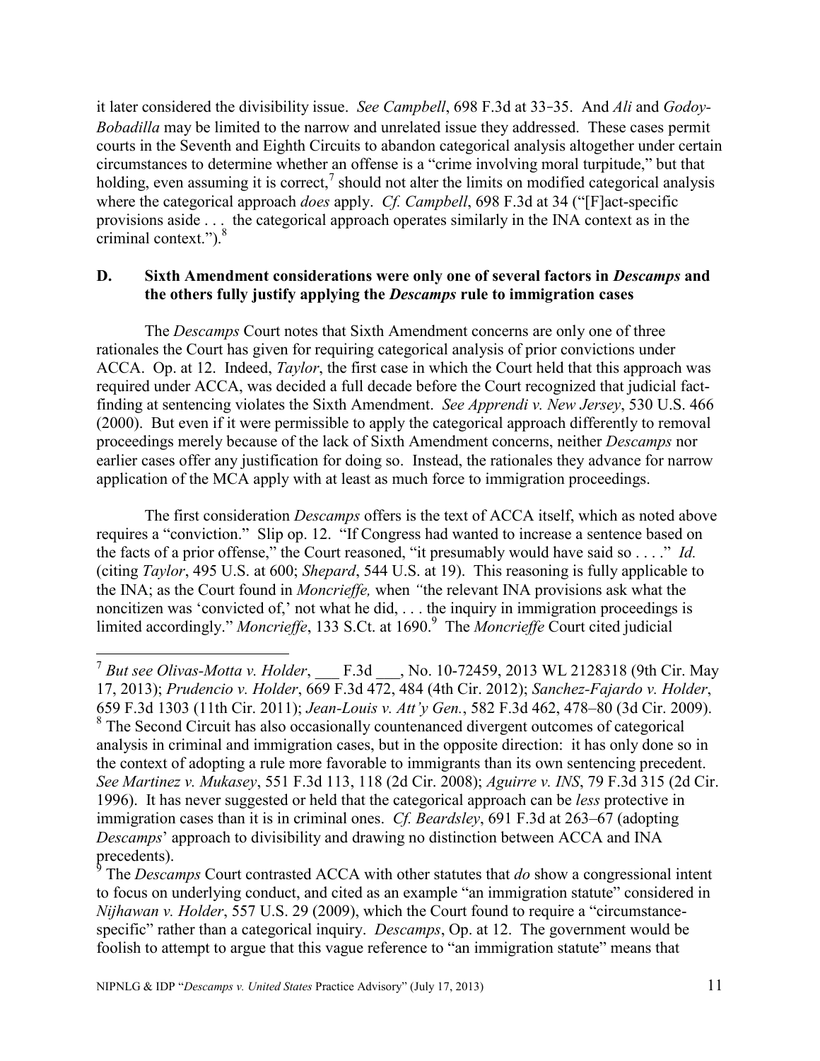it later considered the divisibility issue. *See Campbell*, 698 F.3d at 33–35. And *Ali* and *Godoy-Bobadilla* may be limited to the narrow and unrelated issue they addressed. These cases permit courts in the Seventh and Eighth Circuits to abandon categorical analysis altogether under certain circumstances to determine whether an offense is a "crime involving moral turpitude," but that holding, even assuming it is correct,[7] should not alter the limits on modified categorical analysis where the categorical approach *does* apply. *Cf. Campbell*, 698 F.3d at 34 ("[F]act-specific provisions aside . . . the categorical approach operates similarly in the INA context as in the criminal context.").[8]

### D. Sixth Amendment considerations were only one of several factors in *Descamps* and the others fully justify applying the *Descamps* rule to immigration cases

The *Descamps* Court notes that Sixth Amendment concerns are only one of three rationales the Court has given for requiring categorical analysis of prior convictions under ACCA. Op. at 12. Indeed, *Taylor*, the first case in which the Court held that this approach was required under ACCA, was decided a full decade before the Court recognized that judicial fact-finding at sentencing violates the Sixth Amendment. *See Apprendi v. New Jersey*, 530 U.S. 466 (2000). But even if it were permissible to apply the categorical approach differently to removal proceedings merely because of the lack of Sixth Amendment concerns, neither *Descamps* nor earlier cases offer any justification for doing so. Instead, the rationales they advance for narrow application of the MCA apply with at least as much force to immigration proceedings.

The first consideration *Descamps* offers is the text of ACCA itself, which as noted above requires a "conviction." Slip op. 12. "If Congress had wanted to increase a sentence based on the facts of a prior offense," the Court reasoned, "it presumably would have said so . . . ." *Id.* (citing *Taylor*, 495 U.S. at 600; *Shepard*, 544 U.S. at 19). This reasoning is fully applicable to the INA; as the Court found in *Moncrieffe,* when "the relevant INA provisions ask what the noncitizen was 'convicted of,' not what he did, . . . the inquiry in immigration proceedings is limited accordingly." *Moncrieffe*, 133 S.Ct. at 1690.[9] The *Moncrieffe* Court cited judicial

---

[7] *But see Olivas-Motta v. Holder*, ___ F.3d ___, No. 10-72459, 2013 WL 2128318 (9th Cir. May 17, 2013); *Prudencio v. Holder*, 669 F.3d 472, 484 (4th Cir. 2012); *Sanchez-Fajardo v. Holder*, 659 F.3d 1303 (11th Cir. 2011); *Jean-Louis v. Att'y Gen.*, 582 F.3d 462, 478–80 (3d Cir. 2009).

[8] The Second Circuit has also occasionally countenanced divergent outcomes of categorical analysis in criminal and immigration cases, but in the opposite direction: it has only done so in the context of adopting a rule more favorable to immigrants than its own sentencing precedent. *See Martinez v. Mukasey*, 551 F.3d 113, 118 (2d Cir. 2008); *Aguirre v. INS*, 79 F.3d 315 (2d Cir. 1996). It has never suggested or held that the categorical approach can be *less* protective in immigration cases than it is in criminal ones. *Cf. Beardsley*, 691 F.3d at 263–67 (adopting *Descamps*' approach to divisibility and drawing no distinction between ACCA and INA precedents).

[9] The *Descamps* Court contrasted ACCA with other statutes that *do* show a congressional intent to focus on underlying conduct, and cited as an example "an immigration statute" considered in *Nijhawan v. Holder*, 557 U.S. 29 (2009), which the Court found to require a "circumstance-specific" rather than a categorical inquiry. *Descamps*, Op. at 12. The government would be foolish to attempt to argue that this vague reference to "an immigration statute" means that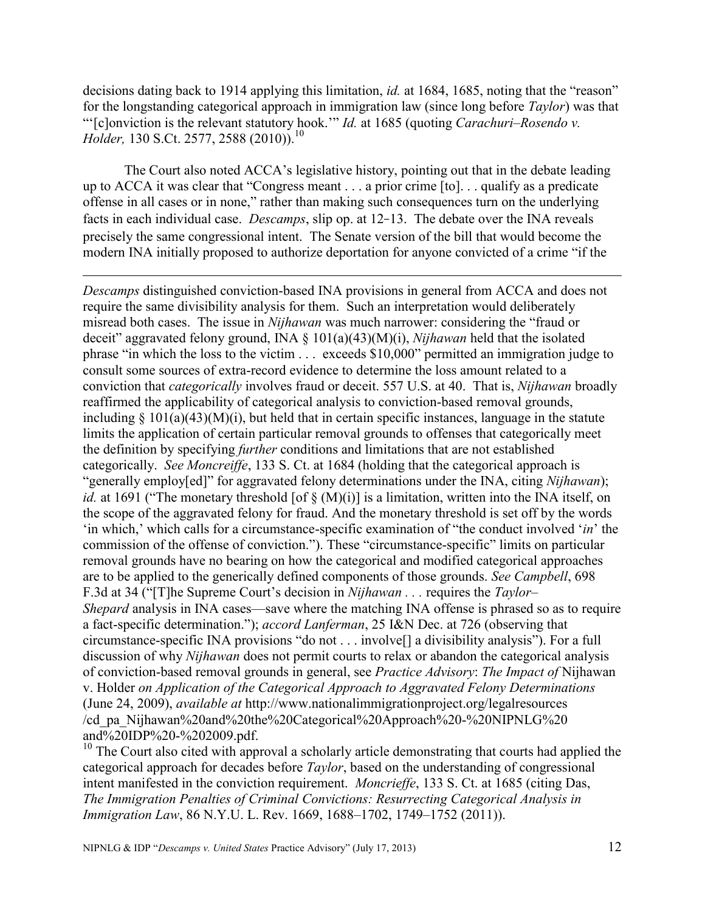decisions dating back to 1914 applying this limitation, *id.* at 1684, 1685, noting that the "reason" for the longstanding categorical approach in immigration law (since long before *Taylor*) was that "'[c]onviction is the relevant statutory hook.'" *Id.* at 1685 (quoting *Carachuri–Rosendo v. Holder,* 130 S.Ct. 2577, 2588 (2010)).[10]

The Court also noted ACCA's legislative history, pointing out that in the debate leading up to ACCA it was clear that "Congress meant . . . a prior crime [to]. . . qualify as a predicate offense in all cases or in none," rather than making such consequences turn on the underlying facts in each individual case. *Descamps*, slip op. at 12‒13. The debate over the INA reveals precisely the same congressional intent. The Senate version of the bill that would become the modern INA initially proposed to authorize deportation for anyone convicted of a crime "if the

---

*Descamps* distinguished conviction-based INA provisions in general from ACCA and does not require the same divisibility analysis for them. Such an interpretation would deliberately misread both cases. The issue in *Nijhawan* was much narrower: considering the "fraud or deceit" aggravated felony ground, INA § 101(a)(43)(M)(i), *Nijhawan* held that the isolated phrase "in which the loss to the victim . . . exceeds $10,000" permitted an immigration judge to consult some sources of extra-record evidence to determine the loss amount related to a conviction that *categorically* involves fraud or deceit. 557 U.S. at 40. That is, *Nijhawan* broadly reaffirmed the applicability of categorical analysis to conviction-based removal grounds, including § 101(a)(43)(M)(i), but held that in certain specific instances, language in the statute limits the application of certain particular removal grounds to offenses that categorically meet the definition by specifying *further* conditions and limitations that are not established categorically. *See Moncreiffe*, 133 S. Ct. at 1684 (holding that the categorical approach is "generally employ[ed]" for aggravated felony determinations under the INA, citing *Nijhawan*); *id.* at 1691 ("The monetary threshold [of § (M)(i)] is a limitation, written into the INA itself, on the scope of the aggravated felony for fraud. And the monetary threshold is set off by the words 'in which,' which calls for a circumstance-specific examination of "the conduct involved '*in*' the commission of the offense of conviction."). These "circumstance-specific" limits on particular removal grounds have no bearing on how the categorical and modified categorical approaches are to be applied to the generically defined components of those grounds. *See Campbell*, 698 F.3d at 34 ("[T]he Supreme Court's decision in *Nijhawan* . . . requires the *Taylor–Shepard* analysis in INA cases—save where the matching INA offense is phrased so as to require a fact-specific determination."); *accord Lanferman*, 25 I&N Dec. at 726 (observing that circumstance-specific INA provisions "do not . . . involve[] a divisibility analysis"). For a full discussion of why *Nijhawan* does not permit courts to relax or abandon the categorical analysis of conviction-based removal grounds in general, see *Practice Advisory*: *The Impact of* Nijhawan v. Holder *on Application of the Categorical Approach to Aggravated Felony Determinations* (June 24, 2009), *available at* http://www.nationalimmigrationproject.org/legalresources/cd_pa_Nijhawan%20and%20the%20Categorical%20Approach%20-%20NIPNLG%20and%20IDP%20-%202009.pdf.

[10] The Court also cited with approval a scholarly article demonstrating that courts had applied the categorical approach for decades before *Taylor*, based on the understanding of congressional intent manifested in the conviction requirement. *Moncrieffe*, 133 S. Ct. at 1685 (citing Das, *The Immigration Penalties of Criminal Convictions: Resurrecting Categorical Analysis in Immigration Law*, 86 N.Y.U. L. Rev. 1669, 1688–1702, 1749–1752 (2011)).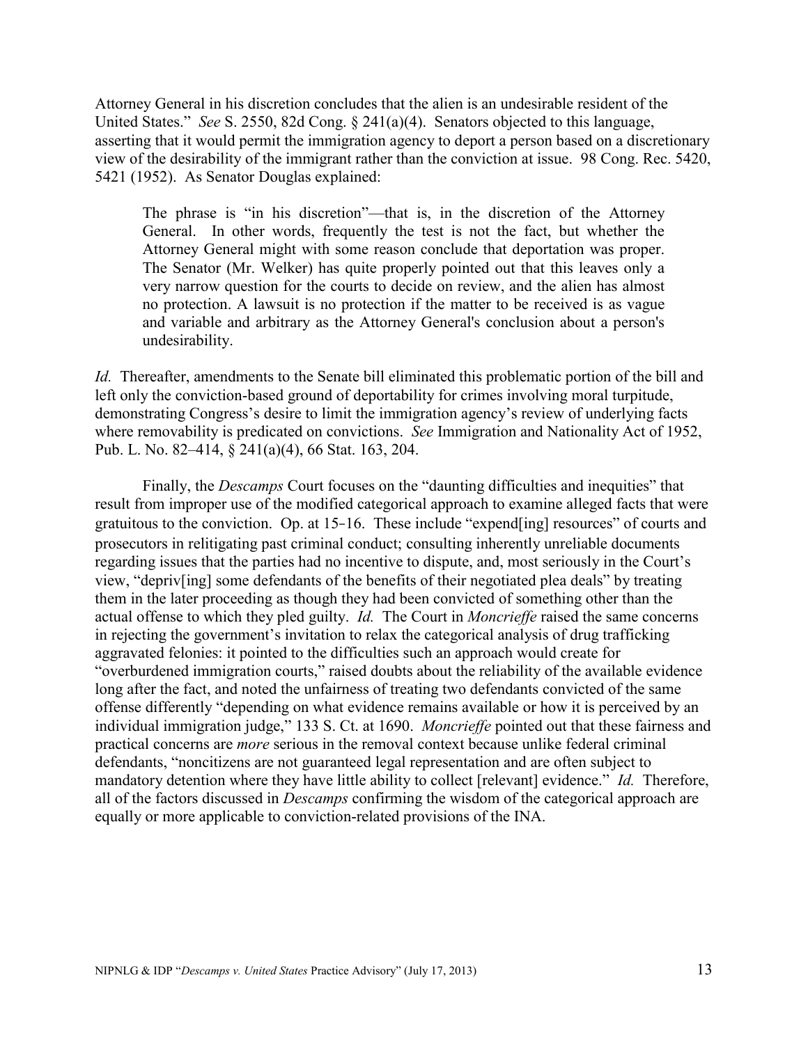Attorney General in his discretion concludes that the alien is an undesirable resident of the United States." *See* S. 2550, 82d Cong. § 241(a)(4). Senators objected to this language, asserting that it would permit the immigration agency to deport a person based on a discretionary view of the desirability of the immigrant rather than the conviction at issue. 98 Cong. Rec. 5420, 5421 (1952). As Senator Douglas explained:

> The phrase is "in his discretion"—that is, in the discretion of the Attorney General. In other words, frequently the test is not the fact, but whether the Attorney General might with some reason conclude that deportation was proper. The Senator (Mr. Welker) has quite properly pointed out that this leaves only a very narrow question for the courts to decide on review, and the alien has almost no protection. A lawsuit is no protection if the matter to be received is as vague and variable and arbitrary as the Attorney General's conclusion about a person's undesirability.

*Id.* Thereafter, amendments to the Senate bill eliminated this problematic portion of the bill and left only the conviction-based ground of deportability for crimes involving moral turpitude, demonstrating Congress's desire to limit the immigration agency's review of underlying facts where removability is predicated on convictions. *See* Immigration and Nationality Act of 1952, Pub. L. No. 82–414, § 241(a)(4), 66 Stat. 163, 204.

Finally, the *Descamps* Court focuses on the "daunting difficulties and inequities" that result from improper use of the modified categorical approach to examine alleged facts that were gratuitous to the conviction. Op. at 15-16. These include "expend[ing] resources" of courts and prosecutors in relitigating past criminal conduct; consulting inherently unreliable documents regarding issues that the parties had no incentive to dispute, and, most seriously in the Court's view, "depriv[ing] some defendants of the benefits of their negotiated plea deals" by treating them in the later proceeding as though they had been convicted of something other than the actual offense to which they pled guilty. *Id.* The Court in *Moncrieffe* raised the same concerns in rejecting the government's invitation to relax the categorical analysis of drug trafficking aggravated felonies: it pointed to the difficulties such an approach would create for "overburdened immigration courts," raised doubts about the reliability of the available evidence long after the fact, and noted the unfairness of treating two defendants convicted of the same offense differently "depending on what evidence remains available or how it is perceived by an individual immigration judge," 133 S. Ct. at 1690. *Moncrieffe* pointed out that these fairness and practical concerns are *more* serious in the removal context because unlike federal criminal defendants, "noncitizens are not guaranteed legal representation and are often subject to mandatory detention where they have little ability to collect [relevant] evidence." *Id.* Therefore, all of the factors discussed in *Descamps* confirming the wisdom of the categorical approach are equally or more applicable to conviction-related provisions of the INA.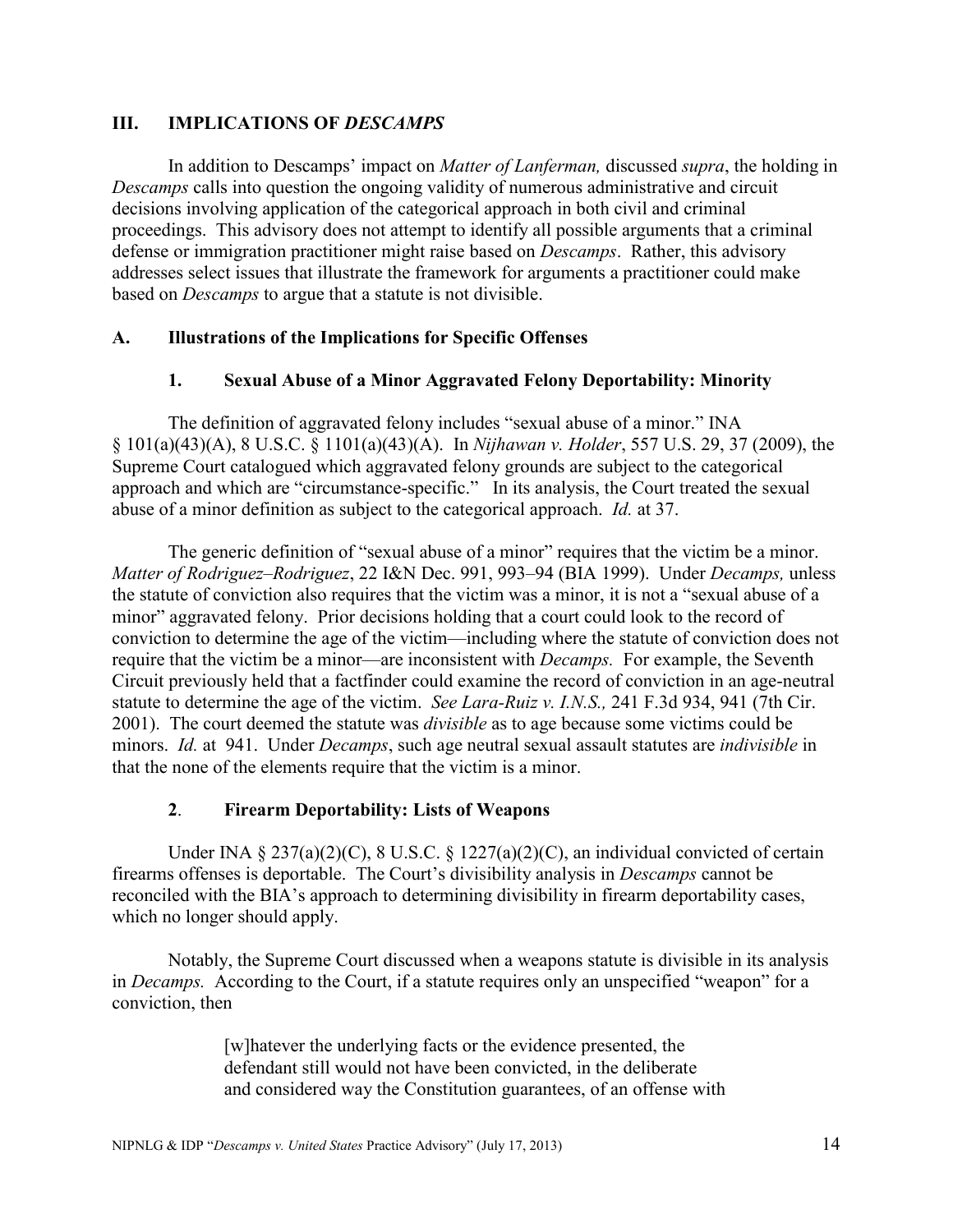## III. IMPLICATIONS OF *DESCAMPS*

In addition to Descamps' impact on *Matter of Lanferman,* discussed *supra*, the holding in *Descamps* calls into question the ongoing validity of numerous administrative and circuit decisions involving application of the categorical approach in both civil and criminal proceedings. This advisory does not attempt to identify all possible arguments that a criminal defense or immigration practitioner might raise based on *Descamps*. Rather, this advisory addresses select issues that illustrate the framework for arguments a practitioner could make based on *Descamps* to argue that a statute is not divisible.

### A. Illustrations of the Implications for Specific Offenses

#### 1. Sexual Abuse of a Minor Aggravated Felony Deportability: Minority

The definition of aggravated felony includes "sexual abuse of a minor." INA § 101(a)(43)(A), 8 U.S.C. § 1101(a)(43)(A). In *Nijhawan v. Holder*, 557 U.S. 29, 37 (2009), the Supreme Court catalogued which aggravated felony grounds are subject to the categorical approach and which are "circumstance-specific." In its analysis, the Court treated the sexual abuse of a minor definition as subject to the categorical approach. *Id.* at 37.

The generic definition of "sexual abuse of a minor" requires that the victim be a minor. *Matter of Rodriguez–Rodriguez*, 22 I&N Dec. 991, 993–94 (BIA 1999). Under *Decamps,* unless the statute of conviction also requires that the victim was a minor, it is not a "sexual abuse of a minor" aggravated felony. Prior decisions holding that a court could look to the record of conviction to determine the age of the victim—including where the statute of conviction does not require that the victim be a minor—are inconsistent with *Decamps.* For example, the Seventh Circuit previously held that a factfinder could examine the record of conviction in an age-neutral statute to determine the age of the victim. *See Lara-Ruiz v. I.N.S.,* 241 F.3d 934, 941 (7th Cir. 2001). The court deemed the statute was *divisible* as to age because some victims could be minors. *Id.* at 941. Under *Decamps*, such age neutral sexual assault statutes are *indivisible* in that the none of the elements require that the victim is a minor.

#### 2. Firearm Deportability: Lists of Weapons

Under INA § 237(a)(2)(C), 8 U.S.C. § 1227(a)(2)(C), an individual convicted of certain firearms offenses is deportable. The Court's divisibility analysis in *Descamps* cannot be reconciled with the BIA's approach to determining divisibility in firearm deportability cases, which no longer should apply.

Notably, the Supreme Court discussed when a weapons statute is divisible in its analysis in *Decamps.* According to the Court, if a statute requires only an unspecified "weapon" for a conviction, then

> [w]hatever the underlying facts or the evidence presented, the defendant still would not have been convicted, in the deliberate and considered way the Constitution guarantees, of an offense with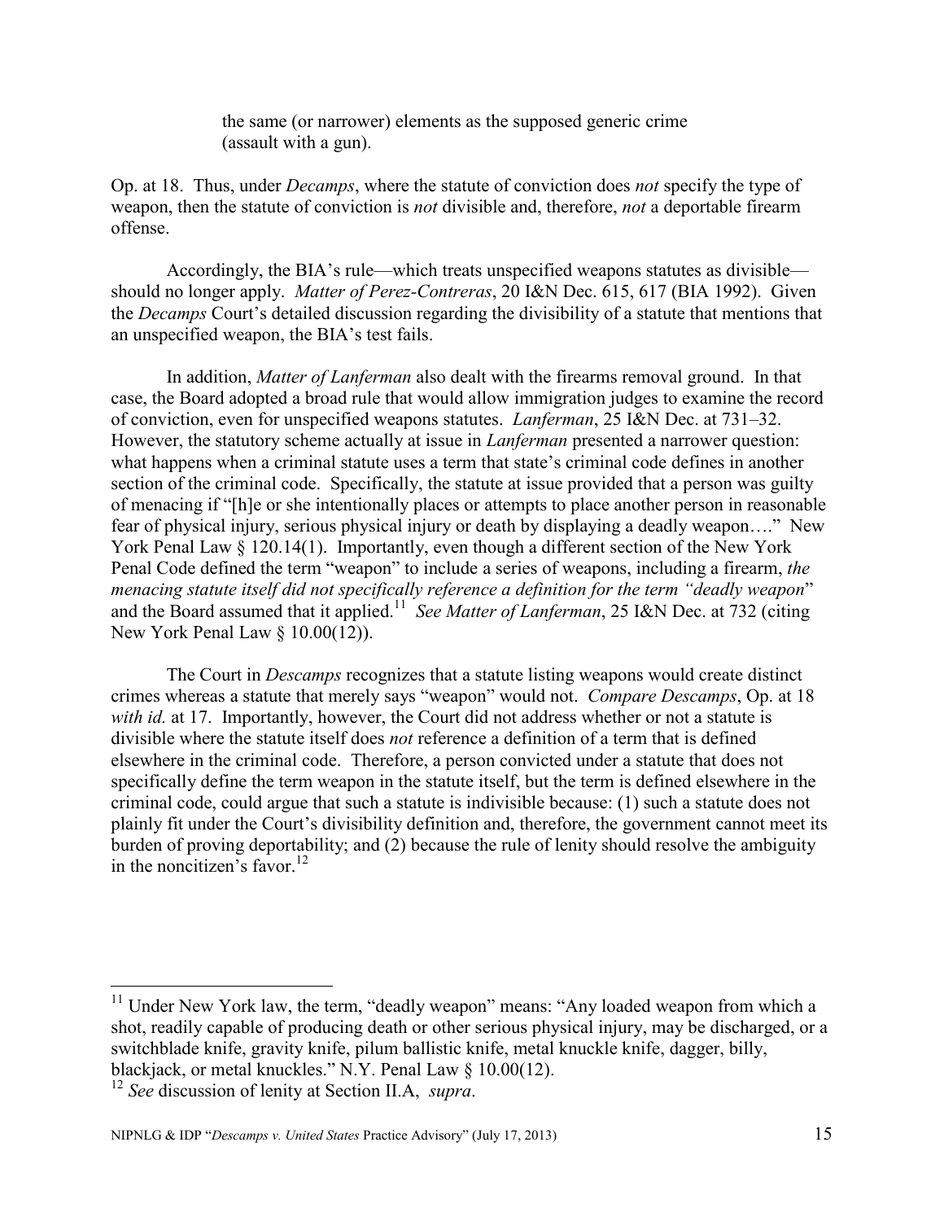the same (or narrower) elements as the supposed generic crime (assault with a gun).

Op. at 18. Thus, under *Decamps*, where the statute of conviction does *not* specify the type of weapon, then the statute of conviction is *not* divisible and, therefore, *not* a deportable firearm offense.

Accordingly, the BIA's rule—which treats unspecified weapons statutes as divisible—should no longer apply. *Matter of Perez-Contreras*, 20 I&N Dec. 615, 617 (BIA 1992). Given the *Decamps* Court's detailed discussion regarding the divisibility of a statute that mentions that an unspecified weapon, the BIA's test fails.

In addition, *Matter of Lanferman* also dealt with the firearms removal ground. In that case, the Board adopted a broad rule that would allow immigration judges to examine the record of conviction, even for unspecified weapons statutes. *Lanferman*, 25 I&N Dec. at 731–32. However, the statutory scheme actually at issue in *Lanferman* presented a narrower question: what happens when a criminal statute uses a term that state's criminal code defines in another section of the criminal code. Specifically, the statute at issue provided that a person was guilty of menacing if "[h]e or she intentionally places or attempts to place another person in reasonable fear of physical injury, serious physical injury or death by displaying a deadly weapon…." New York Penal Law § 120.14(1). Importantly, even though a different section of the New York Penal Code defined the term "weapon" to include a series of weapons, including a firearm, *the menacing statute itself did not specifically reference a definition for the term "deadly weapon"* and the Board assumed that it applied.[11] *See Matter of Lanferman*, 25 I&N Dec. at 732 (citing New York Penal Law § 10.00(12)).

The Court in *Descamps* recognizes that a statute listing weapons would create distinct crimes whereas a statute that merely says "weapon" would not. *Compare Descamps*, Op. at 18 *with id.* at 17. Importantly, however, the Court did not address whether or not a statute is divisible where the statute itself does *not* reference a definition of a term that is defined elsewhere in the criminal code. Therefore, a person convicted under a statute that does not specifically define the term weapon in the statute itself, but the term is defined elsewhere in the criminal code, could argue that such a statute is indivisible because: (1) such a statute does not plainly fit under the Court's divisibility definition and, therefore, the government cannot meet its burden of proving deportability; and (2) because the rule of lenity should resolve the ambiguity in the noncitizen's favor.[12]

---

[11] Under New York law, the term, "deadly weapon" means: "Any loaded weapon from which a shot, readily capable of producing death or other serious physical injury, may be discharged, or a switchblade knife, gravity knife, pilum ballistic knife, metal knuckle knife, dagger, billy, blackjack, or metal knuckles." N.Y. Penal Law § 10.00(12).

[12] *See* discussion of lenity at Section II.A, *supra*.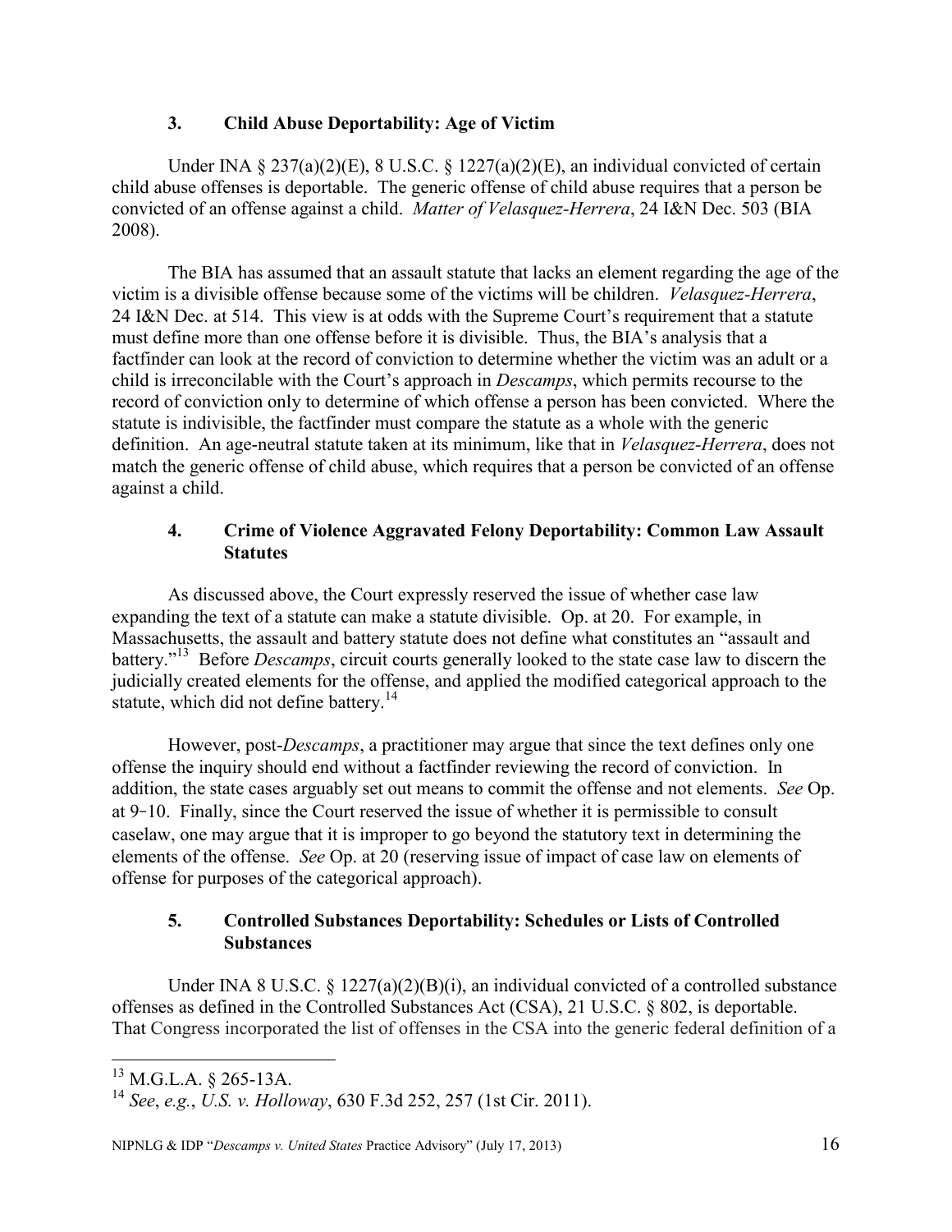### 3. Child Abuse Deportability: Age of Victim

Under INA § 237(a)(2)(E), 8 U.S.C. § 1227(a)(2)(E), an individual convicted of certain child abuse offenses is deportable. The generic offense of child abuse requires that a person be convicted of an offense against a child. *Matter of Velasquez-Herrera*, 24 I&N Dec. 503 (BIA 2008).

The BIA has assumed that an assault statute that lacks an element regarding the age of the victim is a divisible offense because some of the victims will be children. *Velasquez-Herrera*, 24 I&N Dec. at 514. This view is at odds with the Supreme Court's requirement that a statute must define more than one offense before it is divisible. Thus, the BIA's analysis that a factfinder can look at the record of conviction to determine whether the victim was an adult or a child is irreconcilable with the Court's approach in *Descamps*, which permits recourse to the record of conviction only to determine of which offense a person has been convicted. Where the statute is indivisible, the factfinder must compare the statute as a whole with the generic definition. An age-neutral statute taken at its minimum, like that in *Velasquez-Herrera*, does not match the generic offense of child abuse, which requires that a person be convicted of an offense against a child.

### 4. Crime of Violence Aggravated Felony Deportability: Common Law Assault Statutes

As discussed above, the Court expressly reserved the issue of whether case law expanding the text of a statute can make a statute divisible. Op. at 20. For example, in Massachusetts, the assault and battery statute does not define what constitutes an "assault and battery."[13] Before *Descamps*, circuit courts generally looked to the state case law to discern the judicially created elements for the offense, and applied the modified categorical approach to the statute, which did not define battery.[14]

However, post-*Descamps*, a practitioner may argue that since the text defines only one offense the inquiry should end without a factfinder reviewing the record of conviction. In addition, the state cases arguably set out means to commit the offense and not elements. *See* Op. at 9-10. Finally, since the Court reserved the issue of whether it is permissible to consult caselaw, one may argue that it is improper to go beyond the statutory text in determining the elements of the offense. *See* Op. at 20 (reserving issue of impact of case law on elements of offense for purposes of the categorical approach).

### 5. Controlled Substances Deportability: Schedules or Lists of Controlled Substances

Under INA 8 U.S.C. § 1227(a)(2)(B)(i), an individual convicted of a controlled substance offenses as defined in the Controlled Substances Act (CSA), 21 U.S.C. § 802, is deportable. That Congress incorporated the list of offenses in the CSA into the generic federal definition of a

---

[13] M.G.L.A. § 265-13A.

[14] *See*, *e.g.*, *U.S. v. Holloway*, 630 F.3d 252, 257 (1st Cir. 2011).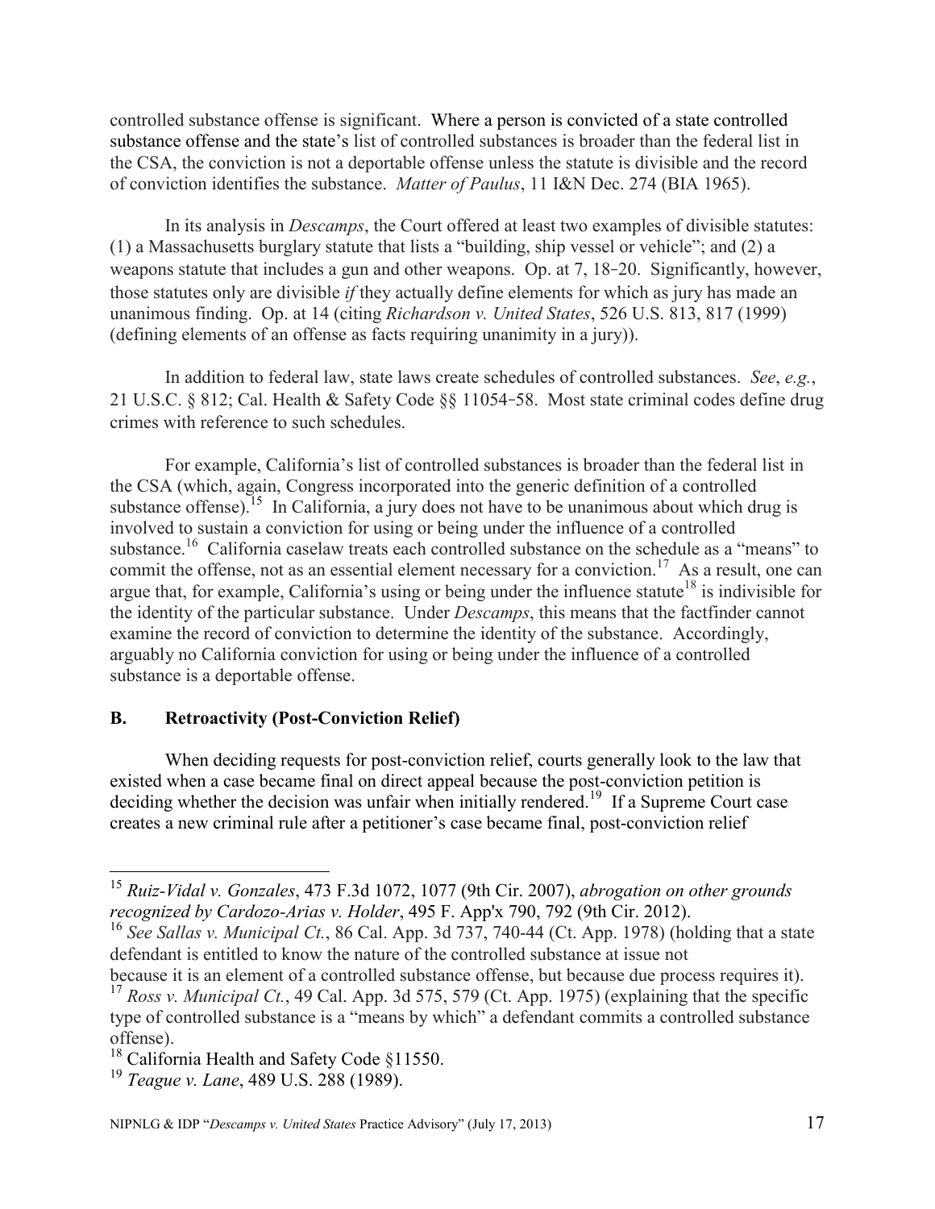controlled substance offense is significant. Where a person is convicted of a state controlled substance offense and the state's list of controlled substances is broader than the federal list in the CSA, the conviction is not a deportable offense unless the statute is divisible and the record of conviction identifies the substance. *Matter of Paulus*, 11 I&N Dec. 274 (BIA 1965).

In its analysis in *Descamps*, the Court offered at least two examples of divisible statutes: (1) a Massachusetts burglary statute that lists a "building, ship vessel or vehicle"; and (2) a weapons statute that includes a gun and other weapons. Op. at 7, 18-20. Significantly, however, those statutes only are divisible *if* they actually define elements for which as jury has made an unanimous finding. Op. at 14 (citing *Richardson v. United States*, 526 U.S. 813, 817 (1999) (defining elements of an offense as facts requiring unanimity in a jury)).

In addition to federal law, state laws create schedules of controlled substances. *See*, *e.g.*, 21 U.S.C. § 812; Cal. Health & Safety Code §§ 11054-58. Most state criminal codes define drug crimes with reference to such schedules.

For example, California's list of controlled substances is broader than the federal list in the CSA (which, again, Congress incorporated into the generic definition of a controlled substance offense).[15] In California, a jury does not have to be unanimous about which drug is involved to sustain a conviction for using or being under the influence of a controlled substance.[16] California caselaw treats each controlled substance on the schedule as a "means" to commit the offense, not as an essential element necessary for a conviction.[17] As a result, one can argue that, for example, California's using or being under the influence statute[18] is indivisible for the identity of the particular substance. Under *Descamps*, this means that the factfinder cannot examine the record of conviction to determine the identity of the substance. Accordingly, arguably no California conviction for using or being under the influence of a controlled substance is a deportable offense.

## B. Retroactivity (Post-Conviction Relief)

When deciding requests for post-conviction relief, courts generally look to the law that existed when a case became final on direct appeal because the post-conviction petition is deciding whether the decision was unfair when initially rendered.[19] If a Supreme Court case creates a new criminal rule after a petitioner's case became final, post-conviction relief

---

[15] *Ruiz-Vidal v. Gonzales*, 473 F.3d 1072, 1077 (9th Cir. 2007), *abrogation on other grounds recognized by Cardozo-Arias v. Holder*, 495 F. App'x 790, 792 (9th Cir. 2012).

[16] *See Sallas v. Municipal Ct.*, 86 Cal. App. 3d 737, 740-44 (Ct. App. 1978) (holding that a state defendant is entitled to know the nature of the controlled substance at issue not because it is an element of a controlled substance offense, but because due process requires it).

[17] *Ross v. Municipal Ct.*, 49 Cal. App. 3d 575, 579 (Ct. App. 1975) (explaining that the specific type of controlled substance is a "means by which" a defendant commits a controlled substance offense).

[18] California Health and Safety Code §11550.

[19] *Teague v. Lane*, 489 U.S. 288 (1989).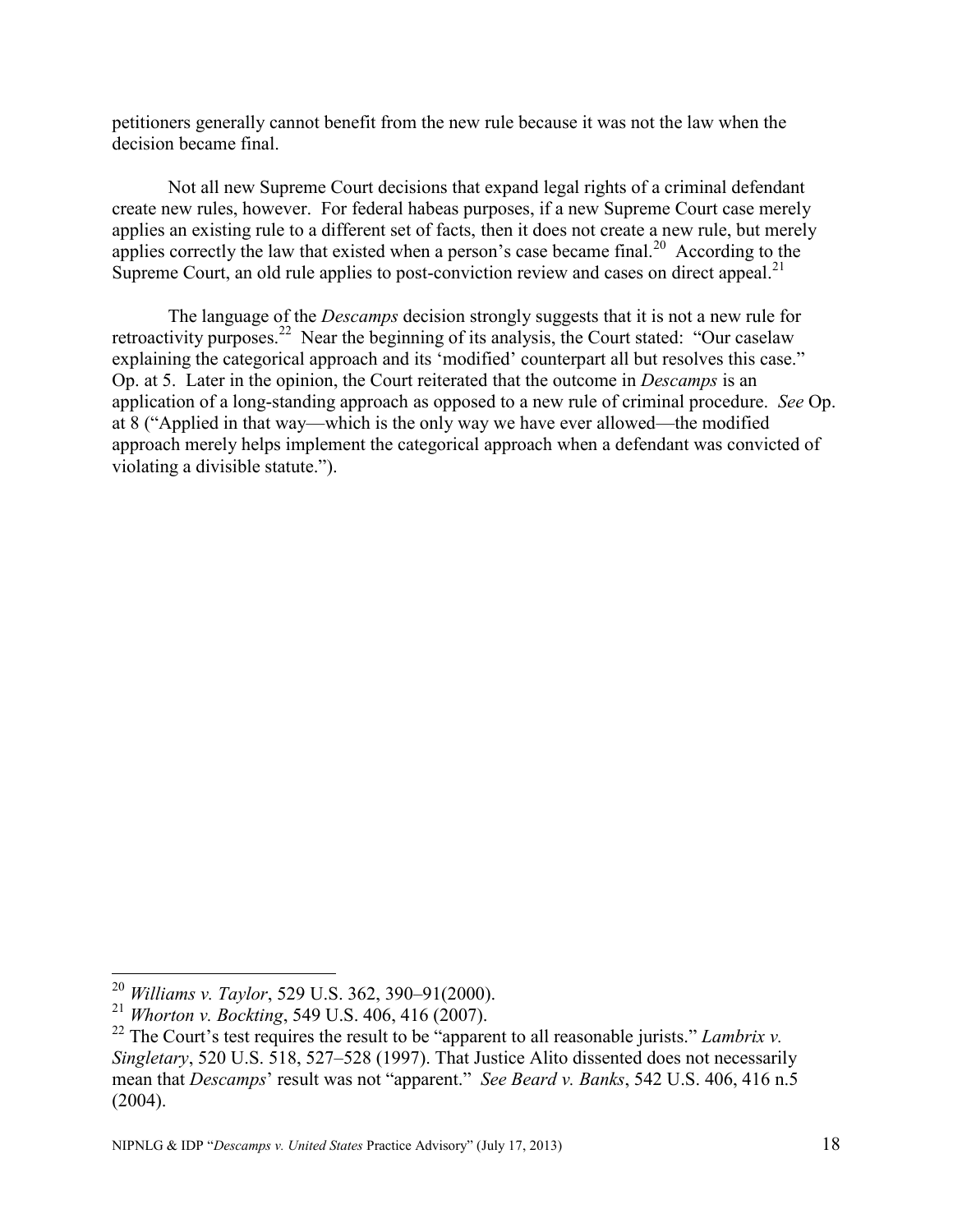petitioners generally cannot benefit from the new rule because it was not the law when the decision became final.

Not all new Supreme Court decisions that expand legal rights of a criminal defendant create new rules, however. For federal habeas purposes, if a new Supreme Court case merely applies an existing rule to a different set of facts, then it does not create a new rule, but merely applies correctly the law that existed when a person's case became final.[20] According to the Supreme Court, an old rule applies to post-conviction review and cases on direct appeal.[21]

The language of the *Descamps* decision strongly suggests that it is not a new rule for retroactivity purposes.[22] Near the beginning of its analysis, the Court stated: "Our caselaw explaining the categorical approach and its 'modified' counterpart all but resolves this case." Op. at 5. Later in the opinion, the Court reiterated that the outcome in *Descamps* is an application of a long-standing approach as opposed to a new rule of criminal procedure. *See* Op. at 8 ("Applied in that way—which is the only way we have ever allowed—the modified approach merely helps implement the categorical approach when a defendant was convicted of violating a divisible statute.").

---

[20] *Williams v. Taylor*, 529 U.S. 362, 390–91(2000).

[21] *Whorton v. Bockting*, 549 U.S. 406, 416 (2007).

[22] The Court's test requires the result to be "apparent to all reasonable jurists." *Lambrix v. Singletary*, 520 U.S. 518, 527–528 (1997). That Justice Alito dissented does not necessarily mean that *Descamps*' result was not "apparent." *See Beard v. Banks*, 542 U.S. 406, 416 n.5 (2004).